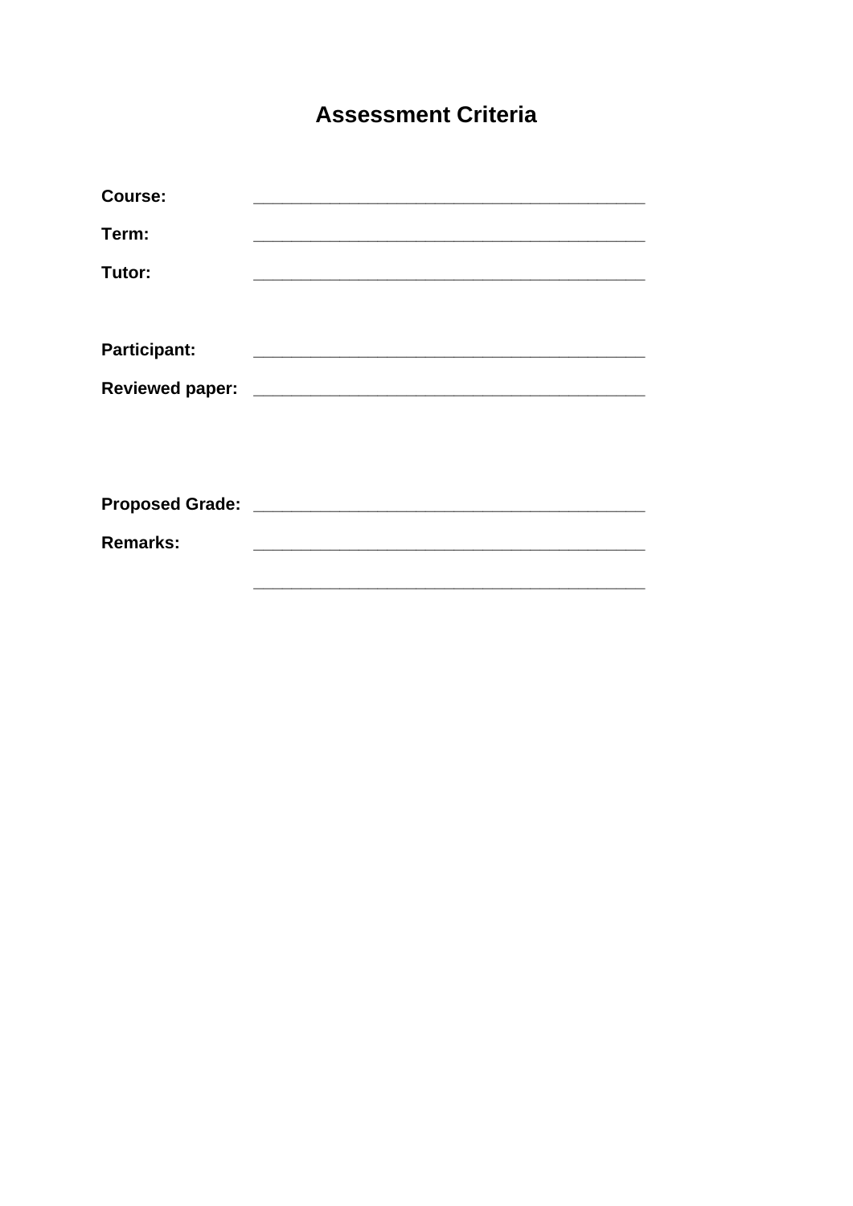# Assessment Criteria

**Course:** ___________________________________________

**Term:** ___________________________________________

**Tutor:** ___________________________________________

**Participant:** ___________________________________________

**Reviewed paper:** ___________________________________________

**Proposed Grade:** ___________________________________________

**Remarks:** ___________________________________________

___________________________________________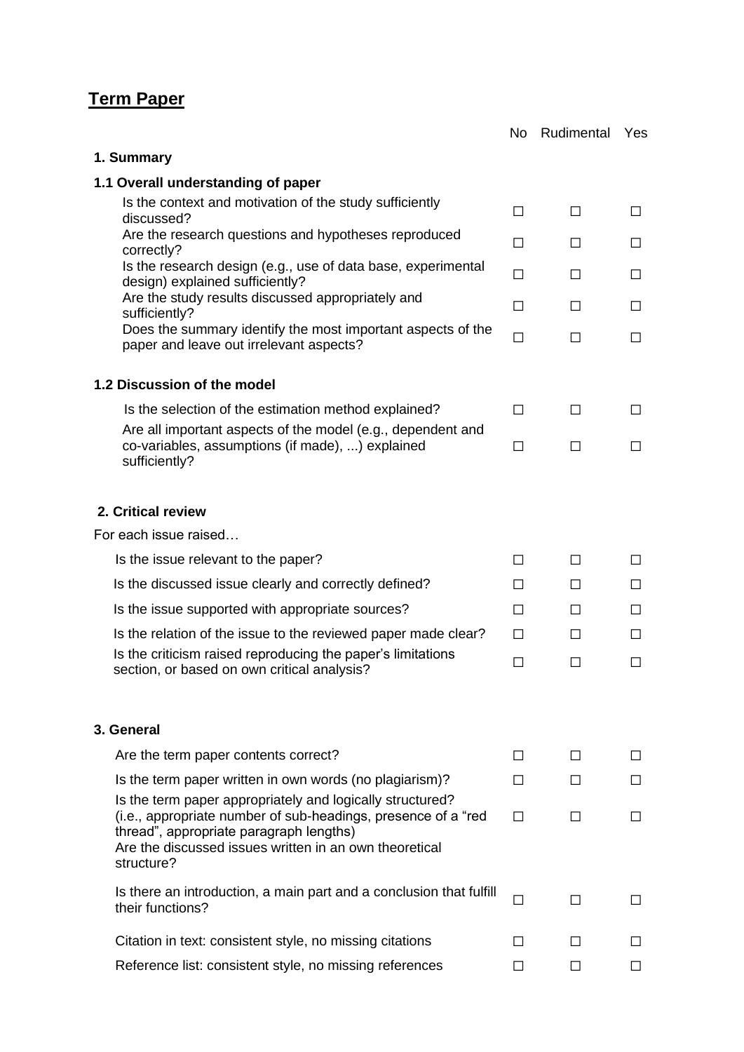## Term Paper

| | No | Rudimental | Yes |
|---|---|---|---|
| **1. Summary** | | | |
| **1.1 Overall understanding of paper** | | | |
| Is the context and motivation of the study sufficiently discussed? | ☐ | ☐ | ☐ |
| Are the research questions and hypotheses reproduced correctly? | ☐ | ☐ | ☐ |
| Is the research design (e.g., use of data base, experimental design) explained sufficiently? | ☐ | ☐ | ☐ |
| Are the study results discussed appropriately and sufficiently? | ☐ | ☐ | ☐ |
| Does the summary identify the most important aspects of the paper and leave out irrelevant aspects? | ☐ | ☐ | ☐ |
| **1.2 Discussion of the model** | | | |
| Is the selection of the estimation method explained? | ☐ | ☐ | ☐ |
| Are all important aspects of the model (e.g., dependent and co-variables, assumptions (if made), ...) explained sufficiently? | ☐ | ☐ | ☐ |
| **2. Critical review** | | | |
| For each issue raised… | | | |
| Is the issue relevant to the paper? | ☐ | ☐ | ☐ |
| Is the discussed issue clearly and correctly defined? | ☐ | ☐ | ☐ |
| Is the issue supported with appropriate sources? | ☐ | ☐ | ☐ |
| Is the relation of the issue to the reviewed paper made clear? | ☐ | ☐ | ☐ |
| Is the criticism raised reproducing the paper's limitations section, or based on own critical analysis? | ☐ | ☐ | ☐ |
| **3. General** | | | |
| Are the term paper contents correct? | ☐ | ☐ | ☐ |
| Is the term paper written in own words (no plagiarism)? | ☐ | ☐ | ☐ |
| Is the term paper appropriately and logically structured? (i.e., appropriate number of sub-headings, presence of a "red thread", appropriate paragraph lengths) Are the discussed issues written in an own theoretical structure? | ☐ | ☐ | ☐ |
| Is there an introduction, a main part and a conclusion that fulfill their functions? | ☐ | ☐ | ☐ |
| Citation in text: consistent style, no missing citations | ☐ | ☐ | ☐ |
| Reference list: consistent style, no missing references | ☐ | ☐ | ☐ |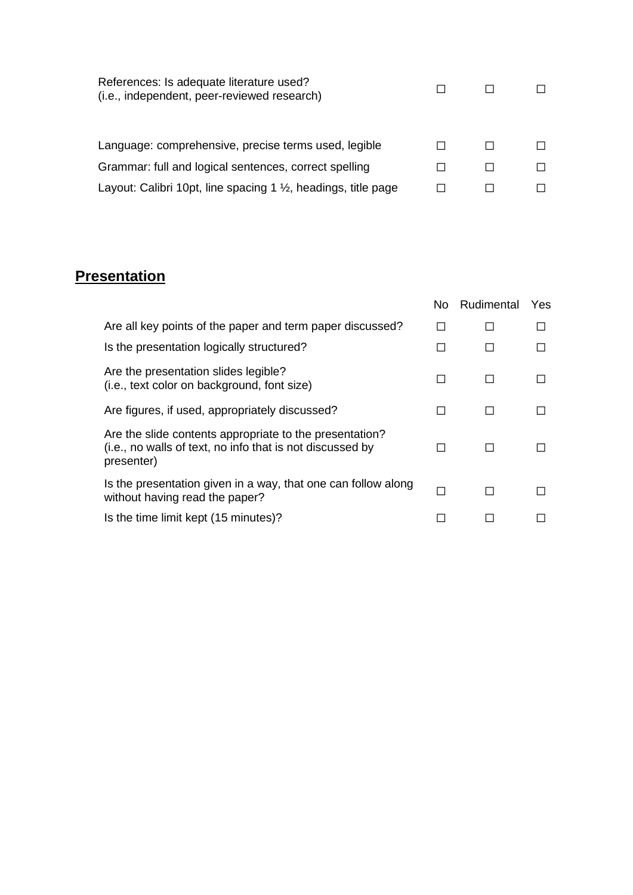| | | | |
|---|---|---|---|
| References: Is adequate literature used?<br>(i.e., independent, peer-reviewed research) | ☐ | ☐ | ☐ |
| Language: comprehensive, precise terms used, legible | ☐ | ☐ | ☐ |
| Grammar: full and logical sentences, correct spelling | ☐ | ☐ | ☐ |
| Layout: Calibri 10pt, line spacing 1 ½, headings, title page | ☐ | ☐ | ☐ |

## Presentation

| | No | Rudimental | Yes |
|---|---|---|---|
| Are all key points of the paper and term paper discussed? | ☐ | ☐ | ☐ |
| Is the presentation logically structured? | ☐ | ☐ | ☐ |
| Are the presentation slides legible?<br>(i.e., text color on background, font size) | ☐ | ☐ | ☐ |
| Are figures, if used, appropriately discussed? | ☐ | ☐ | ☐ |
| Are the slide contents appropriate to the presentation?<br>(i.e., no walls of text, no info that is not discussed by presenter) | ☐ | ☐ | ☐ |
| Is the presentation given in a way, that one can follow along without having read the paper? | ☐ | ☐ | ☐ |
| Is the time limit kept (15 minutes)? | ☐ | ☐ | ☐ |